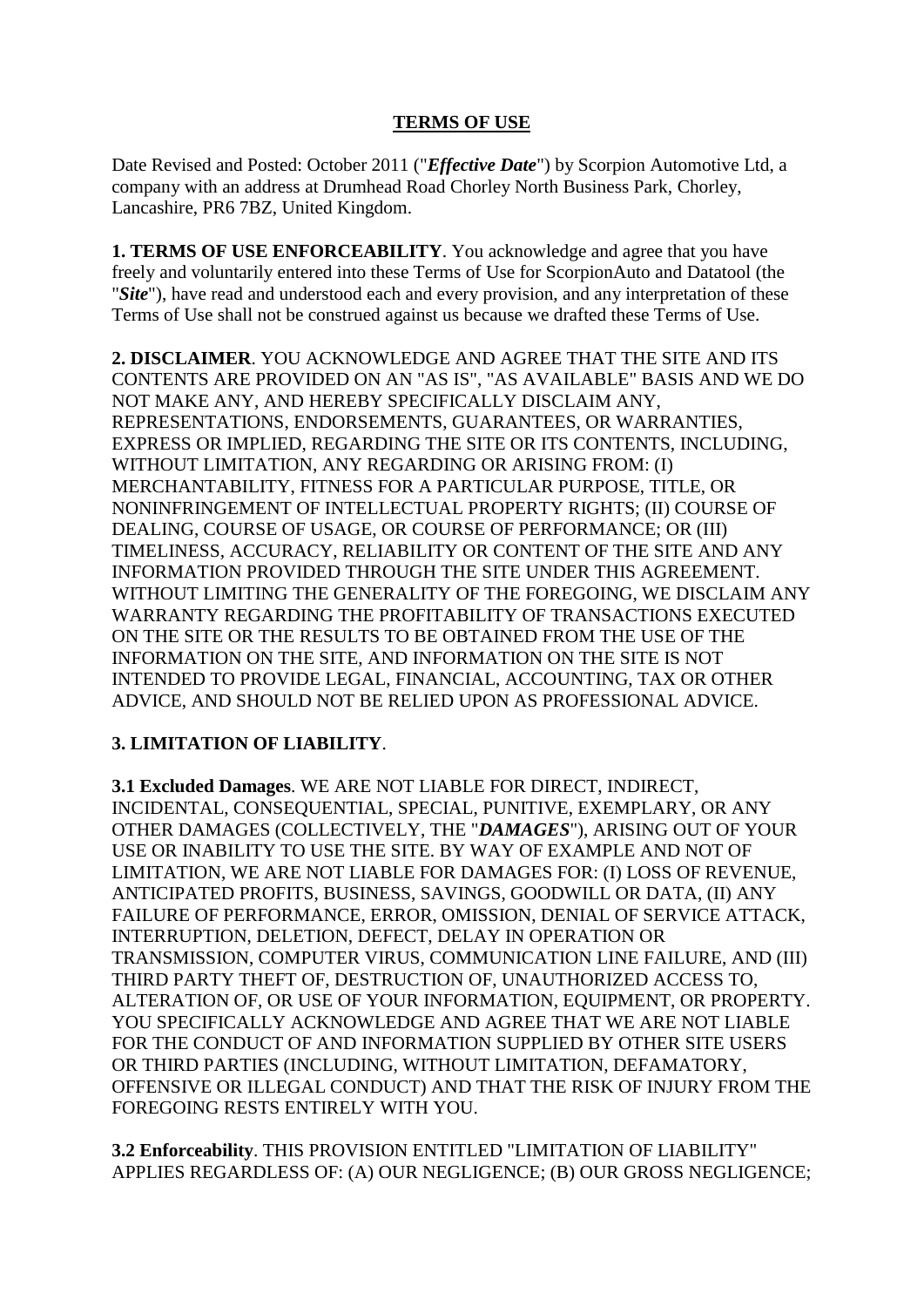# TERMS OF USE

Date Revised and Posted: October 2011 ("***Effective Date***") by Scorpion Automotive Ltd, a company with an address at Drumhead Road Chorley North Business Park, Chorley, Lancashire, PR6 7BZ, United Kingdom.

**1. TERMS OF USE ENFORCEABILITY**. You acknowledge and agree that you have freely and voluntarily entered into these Terms of Use for ScorpionAuto and Datatool (the "***Site***"), have read and understood each and every provision, and any interpretation of these Terms of Use shall not be construed against us because we drafted these Terms of Use.

**2. DISCLAIMER**. YOU ACKNOWLEDGE AND AGREE THAT THE SITE AND ITS CONTENTS ARE PROVIDED ON AN "AS IS", "AS AVAILABLE" BASIS AND WE DO NOT MAKE ANY, AND HEREBY SPECIFICALLY DISCLAIM ANY, REPRESENTATIONS, ENDORSEMENTS, GUARANTEES, OR WARRANTIES, EXPRESS OR IMPLIED, REGARDING THE SITE OR ITS CONTENTS, INCLUDING, WITHOUT LIMITATION, ANY REGARDING OR ARISING FROM: (I) MERCHANTABILITY, FITNESS FOR A PARTICULAR PURPOSE, TITLE, OR NONINFRINGEMENT OF INTELLECTUAL PROPERTY RIGHTS; (II) COURSE OF DEALING, COURSE OF USAGE, OR COURSE OF PERFORMANCE; OR (III) TIMELINESS, ACCURACY, RELIABILITY OR CONTENT OF THE SITE AND ANY INFORMATION PROVIDED THROUGH THE SITE UNDER THIS AGREEMENT. WITHOUT LIMITING THE GENERALITY OF THE FOREGOING, WE DISCLAIM ANY WARRANTY REGARDING THE PROFITABILITY OF TRANSACTIONS EXECUTED ON THE SITE OR THE RESULTS TO BE OBTAINED FROM THE USE OF THE INFORMATION ON THE SITE, AND INFORMATION ON THE SITE IS NOT INTENDED TO PROVIDE LEGAL, FINANCIAL, ACCOUNTING, TAX OR OTHER ADVICE, AND SHOULD NOT BE RELIED UPON AS PROFESSIONAL ADVICE.

**3. LIMITATION OF LIABILITY**.

**3.1 Excluded Damages**. WE ARE NOT LIABLE FOR DIRECT, INDIRECT, INCIDENTAL, CONSEQUENTIAL, SPECIAL, PUNITIVE, EXEMPLARY, OR ANY OTHER DAMAGES (COLLECTIVELY, THE "***DAMAGES***"), ARISING OUT OF YOUR USE OR INABILITY TO USE THE SITE. BY WAY OF EXAMPLE AND NOT OF LIMITATION, WE ARE NOT LIABLE FOR DAMAGES FOR: (I) LOSS OF REVENUE, ANTICIPATED PROFITS, BUSINESS, SAVINGS, GOODWILL OR DATA, (II) ANY FAILURE OF PERFORMANCE, ERROR, OMISSION, DENIAL OF SERVICE ATTACK, INTERRUPTION, DELETION, DEFECT, DELAY IN OPERATION OR TRANSMISSION, COMPUTER VIRUS, COMMUNICATION LINE FAILURE, AND (III) THIRD PARTY THEFT OF, DESTRUCTION OF, UNAUTHORIZED ACCESS TO, ALTERATION OF, OR USE OF YOUR INFORMATION, EQUIPMENT, OR PROPERTY. YOU SPECIFICALLY ACKNOWLEDGE AND AGREE THAT WE ARE NOT LIABLE FOR THE CONDUCT OF AND INFORMATION SUPPLIED BY OTHER SITE USERS OR THIRD PARTIES (INCLUDING, WITHOUT LIMITATION, DEFAMATORY, OFFENSIVE OR ILLEGAL CONDUCT) AND THAT THE RISK OF INJURY FROM THE FOREGOING RESTS ENTIRELY WITH YOU.

**3.2 Enforceability**. THIS PROVISION ENTITLED "LIMITATION OF LIABILITY" APPLIES REGARDLESS OF: (A) OUR NEGLIGENCE; (B) OUR GROSS NEGLIGENCE;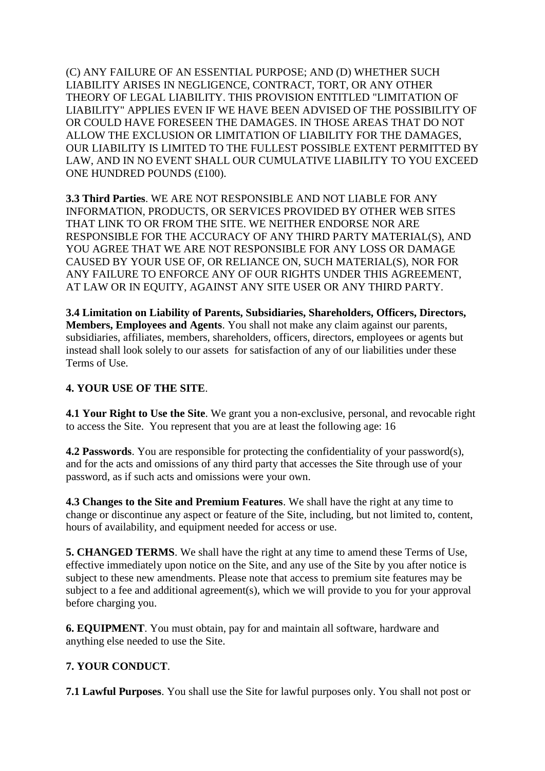(C) ANY FAILURE OF AN ESSENTIAL PURPOSE; AND (D) WHETHER SUCH LIABILITY ARISES IN NEGLIGENCE, CONTRACT, TORT, OR ANY OTHER THEORY OF LEGAL LIABILITY. THIS PROVISION ENTITLED "LIMITATION OF LIABILITY" APPLIES EVEN IF WE HAVE BEEN ADVISED OF THE POSSIBILITY OF OR COULD HAVE FORESEEN THE DAMAGES. IN THOSE AREAS THAT DO NOT ALLOW THE EXCLUSION OR LIMITATION OF LIABILITY FOR THE DAMAGES, OUR LIABILITY IS LIMITED TO THE FULLEST POSSIBLE EXTENT PERMITTED BY LAW, AND IN NO EVENT SHALL OUR CUMULATIVE LIABILITY TO YOU EXCEED ONE HUNDRED POUNDS (£100).

**3.3 Third Parties**. WE ARE NOT RESPONSIBLE AND NOT LIABLE FOR ANY INFORMATION, PRODUCTS, OR SERVICES PROVIDED BY OTHER WEB SITES THAT LINK TO OR FROM THE SITE. WE NEITHER ENDORSE NOR ARE RESPONSIBLE FOR THE ACCURACY OF ANY THIRD PARTY MATERIAL(S), AND YOU AGREE THAT WE ARE NOT RESPONSIBLE FOR ANY LOSS OR DAMAGE CAUSED BY YOUR USE OF, OR RELIANCE ON, SUCH MATERIAL(S), NOR FOR ANY FAILURE TO ENFORCE ANY OF OUR RIGHTS UNDER THIS AGREEMENT, AT LAW OR IN EQUITY, AGAINST ANY SITE USER OR ANY THIRD PARTY.

**3.4 Limitation on Liability of Parents, Subsidiaries, Shareholders, Officers, Directors, Members, Employees and Agents**. You shall not make any claim against our parents, subsidiaries, affiliates, members, shareholders, officers, directors, employees or agents but instead shall look solely to our assets for satisfaction of any of our liabilities under these Terms of Use.

**4. YOUR USE OF THE SITE**.

**4.1 Your Right to Use the Site**. We grant you a non-exclusive, personal, and revocable right to access the Site. You represent that you are at least the following age: 16

**4.2 Passwords**. You are responsible for protecting the confidentiality of your password(s), and for the acts and omissions of any third party that accesses the Site through use of your password, as if such acts and omissions were your own.

**4.3 Changes to the Site and Premium Features**. We shall have the right at any time to change or discontinue any aspect or feature of the Site, including, but not limited to, content, hours of availability, and equipment needed for access or use.

**5. CHANGED TERMS**. We shall have the right at any time to amend these Terms of Use, effective immediately upon notice on the Site, and any use of the Site by you after notice is subject to these new amendments. Please note that access to premium site features may be subject to a fee and additional agreement(s), which we will provide to you for your approval before charging you.

**6. EQUIPMENT**. You must obtain, pay for and maintain all software, hardware and anything else needed to use the Site.

**7. YOUR CONDUCT**.

**7.1 Lawful Purposes**. You shall use the Site for lawful purposes only. You shall not post or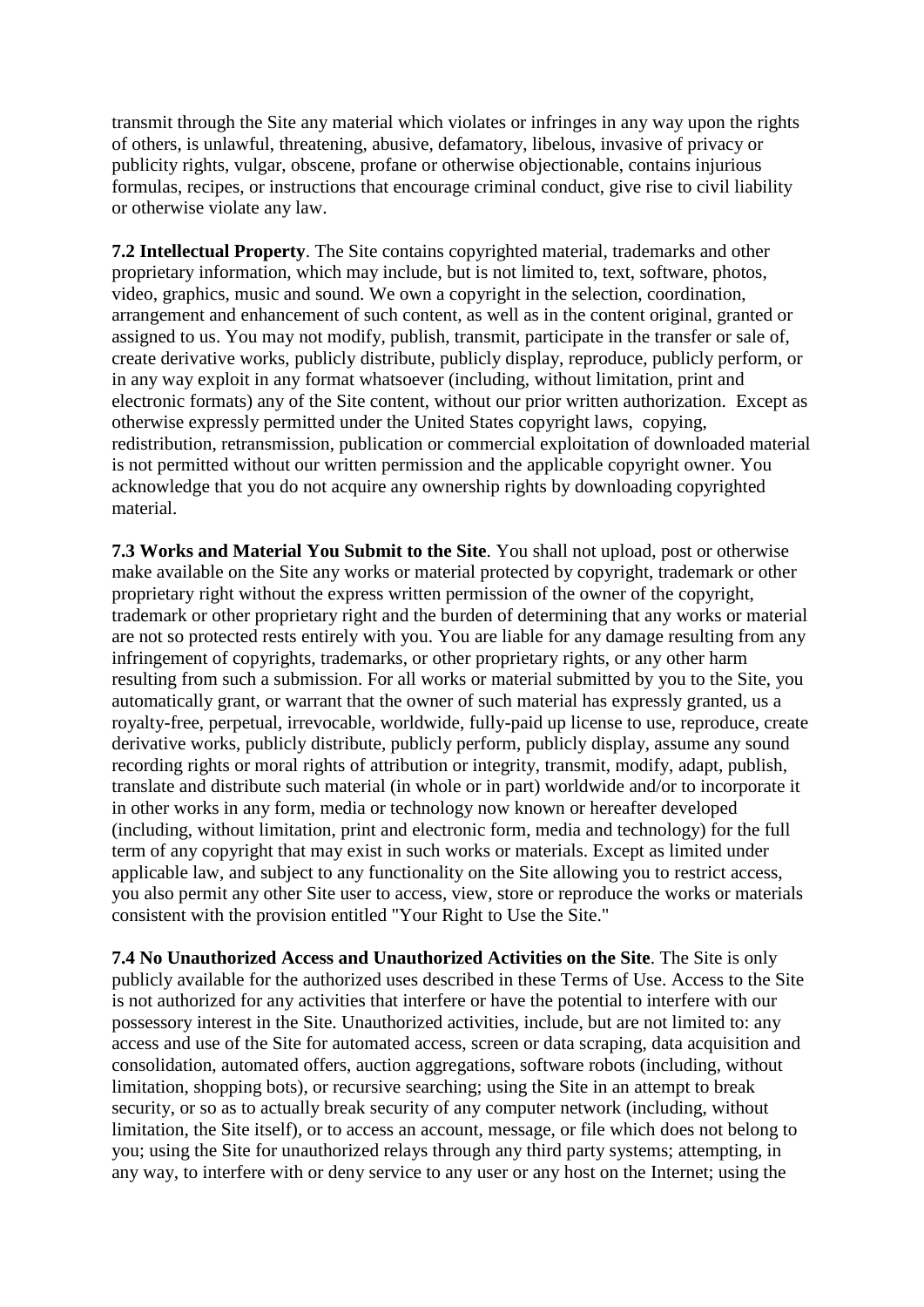transmit through the Site any material which violates or infringes in any way upon the rights of others, is unlawful, threatening, abusive, defamatory, libelous, invasive of privacy or publicity rights, vulgar, obscene, profane or otherwise objectionable, contains injurious formulas, recipes, or instructions that encourage criminal conduct, give rise to civil liability or otherwise violate any law.

**7.2 Intellectual Property**. The Site contains copyrighted material, trademarks and other proprietary information, which may include, but is not limited to, text, software, photos, video, graphics, music and sound. We own a copyright in the selection, coordination, arrangement and enhancement of such content, as well as in the content original, granted or assigned to us. You may not modify, publish, transmit, participate in the transfer or sale of, create derivative works, publicly distribute, publicly display, reproduce, publicly perform, or in any way exploit in any format whatsoever (including, without limitation, print and electronic formats) any of the Site content, without our prior written authorization. Except as otherwise expressly permitted under the United States copyright laws, copying, redistribution, retransmission, publication or commercial exploitation of downloaded material is not permitted without our written permission and the applicable copyright owner. You acknowledge that you do not acquire any ownership rights by downloading copyrighted material.

**7.3 Works and Material You Submit to the Site**. You shall not upload, post or otherwise make available on the Site any works or material protected by copyright, trademark or other proprietary right without the express written permission of the owner of the copyright, trademark or other proprietary right and the burden of determining that any works or material are not so protected rests entirely with you. You are liable for any damage resulting from any infringement of copyrights, trademarks, or other proprietary rights, or any other harm resulting from such a submission. For all works or material submitted by you to the Site, you automatically grant, or warrant that the owner of such material has expressly granted, us a royalty-free, perpetual, irrevocable, worldwide, fully-paid up license to use, reproduce, create derivative works, publicly distribute, publicly perform, publicly display, assume any sound recording rights or moral rights of attribution or integrity, transmit, modify, adapt, publish, translate and distribute such material (in whole or in part) worldwide and/or to incorporate it in other works in any form, media or technology now known or hereafter developed (including, without limitation, print and electronic form, media and technology) for the full term of any copyright that may exist in such works or materials. Except as limited under applicable law, and subject to any functionality on the Site allowing you to restrict access, you also permit any other Site user to access, view, store or reproduce the works or materials consistent with the provision entitled "Your Right to Use the Site."

**7.4 No Unauthorized Access and Unauthorized Activities on the Site**. The Site is only publicly available for the authorized uses described in these Terms of Use. Access to the Site is not authorized for any activities that interfere or have the potential to interfere with our possessory interest in the Site. Unauthorized activities, include, but are not limited to: any access and use of the Site for automated access, screen or data scraping, data acquisition and consolidation, automated offers, auction aggregations, software robots (including, without limitation, shopping bots), or recursive searching; using the Site in an attempt to break security, or so as to actually break security of any computer network (including, without limitation, the Site itself), or to access an account, message, or file which does not belong to you; using the Site for unauthorized relays through any third party systems; attempting, in any way, to interfere with or deny service to any user or any host on the Internet; using the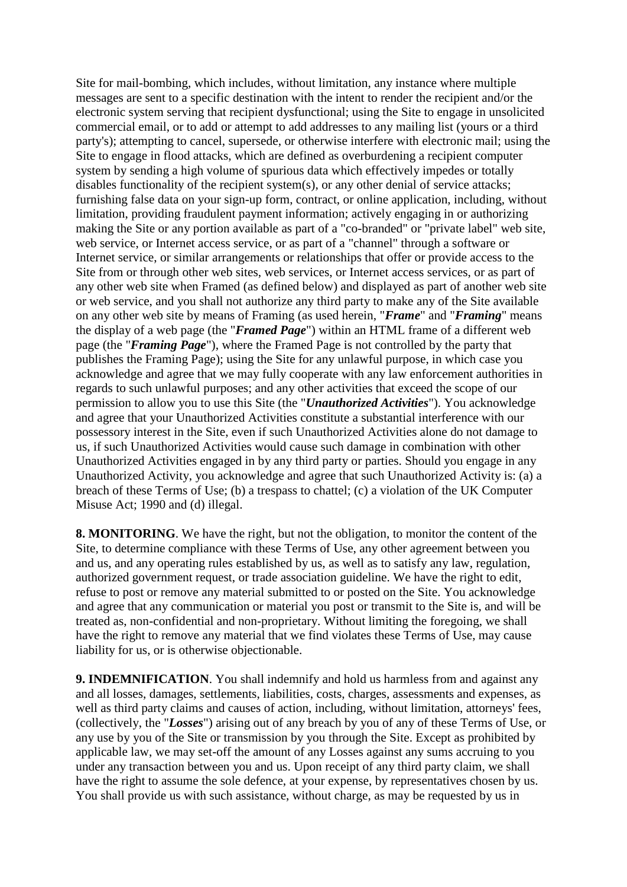Site for mail-bombing, which includes, without limitation, any instance where multiple messages are sent to a specific destination with the intent to render the recipient and/or the electronic system serving that recipient dysfunctional; using the Site to engage in unsolicited commercial email, or to add or attempt to add addresses to any mailing list (yours or a third party's); attempting to cancel, supersede, or otherwise interfere with electronic mail; using the Site to engage in flood attacks, which are defined as overburdening a recipient computer system by sending a high volume of spurious data which effectively impedes or totally disables functionality of the recipient system(s), or any other denial of service attacks; furnishing false data on your sign-up form, contract, or online application, including, without limitation, providing fraudulent payment information; actively engaging in or authorizing making the Site or any portion available as part of a "co-branded" or "private label" web site, web service, or Internet access service, or as part of a "channel" through a software or Internet service, or similar arrangements or relationships that offer or provide access to the Site from or through other web sites, web services, or Internet access services, or as part of any other web site when Framed (as defined below) and displayed as part of another web site or web service, and you shall not authorize any third party to make any of the Site available on any other web site by means of Framing (as used herein, "***Frame***" and "***Framing***" means the display of a web page (the "***Framed Page***") within an HTML frame of a different web page (the "***Framing Page***"), where the Framed Page is not controlled by the party that publishes the Framing Page); using the Site for any unlawful purpose, in which case you acknowledge and agree that we may fully cooperate with any law enforcement authorities in regards to such unlawful purposes; and any other activities that exceed the scope of our permission to allow you to use this Site (the "***Unauthorized Activities***"). You acknowledge and agree that your Unauthorized Activities constitute a substantial interference with our possessory interest in the Site, even if such Unauthorized Activities alone do not damage to us, if such Unauthorized Activities would cause such damage in combination with other Unauthorized Activities engaged in by any third party or parties. Should you engage in any Unauthorized Activity, you acknowledge and agree that such Unauthorized Activity is: (a) a breach of these Terms of Use; (b) a trespass to chattel; (c) a violation of the UK Computer Misuse Act; 1990 and (d) illegal.

**8. MONITORING**. We have the right, but not the obligation, to monitor the content of the Site, to determine compliance with these Terms of Use, any other agreement between you and us, and any operating rules established by us, as well as to satisfy any law, regulation, authorized government request, or trade association guideline. We have the right to edit, refuse to post or remove any material submitted to or posted on the Site. You acknowledge and agree that any communication or material you post or transmit to the Site is, and will be treated as, non-confidential and non-proprietary. Without limiting the foregoing, we shall have the right to remove any material that we find violates these Terms of Use, may cause liability for us, or is otherwise objectionable.

**9. INDEMNIFICATION**. You shall indemnify and hold us harmless from and against any and all losses, damages, settlements, liabilities, costs, charges, assessments and expenses, as well as third party claims and causes of action, including, without limitation, attorneys' fees, (collectively, the "***Losses***") arising out of any breach by you of any of these Terms of Use, or any use by you of the Site or transmission by you through the Site. Except as prohibited by applicable law, we may set-off the amount of any Losses against any sums accruing to you under any transaction between you and us. Upon receipt of any third party claim, we shall have the right to assume the sole defence, at your expense, by representatives chosen by us. You shall provide us with such assistance, without charge, as may be requested by us in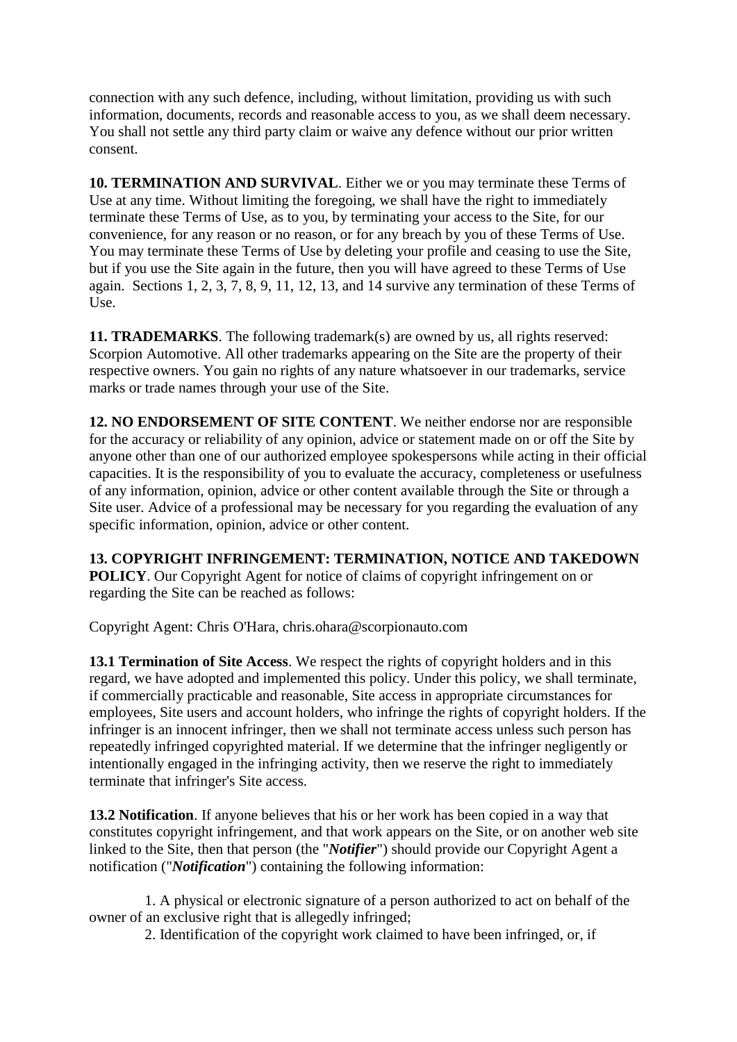connection with any such defence, including, without limitation, providing us with such information, documents, records and reasonable access to you, as we shall deem necessary. You shall not settle any third party claim or waive any defence without our prior written consent.

**10. TERMINATION AND SURVIVAL**. Either we or you may terminate these Terms of Use at any time. Without limiting the foregoing, we shall have the right to immediately terminate these Terms of Use, as to you, by terminating your access to the Site, for our convenience, for any reason or no reason, or for any breach by you of these Terms of Use. You may terminate these Terms of Use by deleting your profile and ceasing to use the Site, but if you use the Site again in the future, then you will have agreed to these Terms of Use again. Sections 1, 2, 3, 7, 8, 9, 11, 12, 13, and 14 survive any termination of these Terms of Use.

**11. TRADEMARKS**. The following trademark(s) are owned by us, all rights reserved: Scorpion Automotive. All other trademarks appearing on the Site are the property of their respective owners. You gain no rights of any nature whatsoever in our trademarks, service marks or trade names through your use of the Site.

**12. NO ENDORSEMENT OF SITE CONTENT**. We neither endorse nor are responsible for the accuracy or reliability of any opinion, advice or statement made on or off the Site by anyone other than one of our authorized employee spokespersons while acting in their official capacities. It is the responsibility of you to evaluate the accuracy, completeness or usefulness of any information, opinion, advice or other content available through the Site or through a Site user. Advice of a professional may be necessary for you regarding the evaluation of any specific information, opinion, advice or other content.

**13. COPYRIGHT INFRINGEMENT: TERMINATION, NOTICE AND TAKEDOWN POLICY**. Our Copyright Agent for notice of claims of copyright infringement on or regarding the Site can be reached as follows:

Copyright Agent: Chris O'Hara, chris.ohara@scorpionauto.com

**13.1 Termination of Site Access**. We respect the rights of copyright holders and in this regard, we have adopted and implemented this policy. Under this policy, we shall terminate, if commercially practicable and reasonable, Site access in appropriate circumstances for employees, Site users and account holders, who infringe the rights of copyright holders. If the infringer is an innocent infringer, then we shall not terminate access unless such person has repeatedly infringed copyrighted material. If we determine that the infringer negligently or intentionally engaged in the infringing activity, then we reserve the right to immediately terminate that infringer's Site access.

**13.2 Notification**. If anyone believes that his or her work has been copied in a way that constitutes copyright infringement, and that work appears on the Site, or on another web site linked to the Site, then that person (the "***Notifier***") should provide our Copyright Agent a notification ("***Notification***") containing the following information:

1. A physical or electronic signature of a person authorized to act on behalf of the owner of an exclusive right that is allegedly infringed;
2. Identification of the copyright work claimed to have been infringed, or, if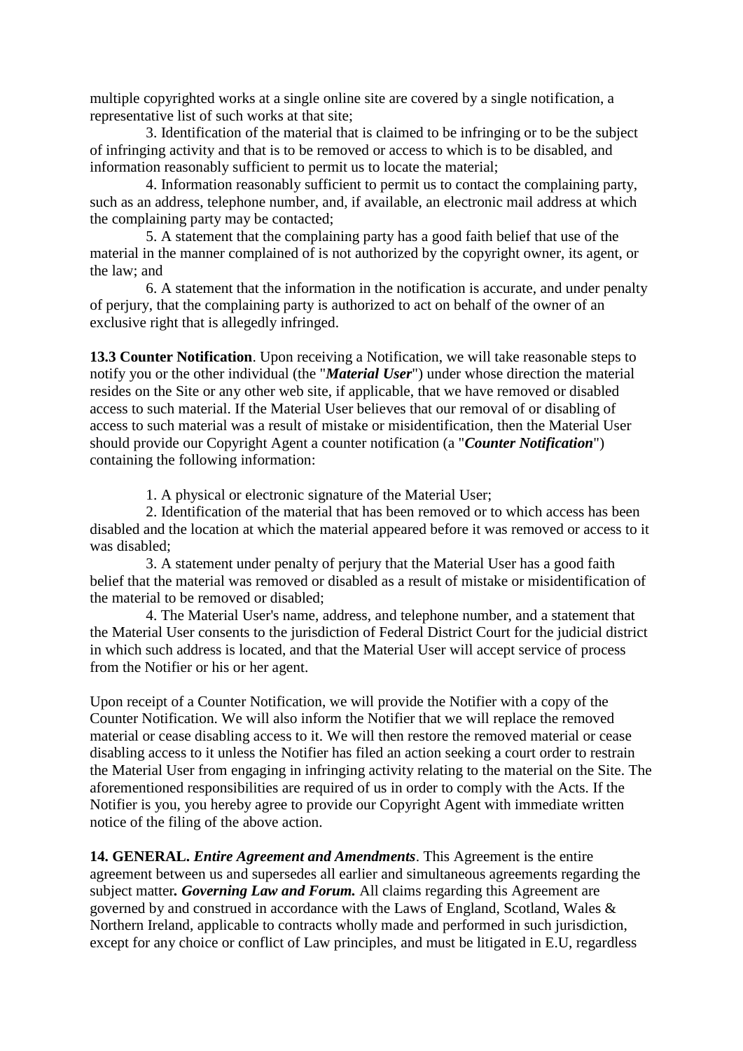multiple copyrighted works at a single online site are covered by a single notification, a representative list of such works at that site;

3. Identification of the material that is claimed to be infringing or to be the subject of infringing activity and that is to be removed or access to which is to be disabled, and information reasonably sufficient to permit us to locate the material;

4. Information reasonably sufficient to permit us to contact the complaining party, such as an address, telephone number, and, if available, an electronic mail address at which the complaining party may be contacted;

5. A statement that the complaining party has a good faith belief that use of the material in the manner complained of is not authorized by the copyright owner, its agent, or the law; and

6. A statement that the information in the notification is accurate, and under penalty of perjury, that the complaining party is authorized to act on behalf of the owner of an exclusive right that is allegedly infringed.

**13.3 Counter Notification**. Upon receiving a Notification, we will take reasonable steps to notify you or the other individual (the "***Material User***") under whose direction the material resides on the Site or any other web site, if applicable, that we have removed or disabled access to such material. If the Material User believes that our removal of or disabling of access to such material was a result of mistake or misidentification, then the Material User should provide our Copyright Agent a counter notification (a "***Counter Notification***") containing the following information:

1. A physical or electronic signature of the Material User;

2. Identification of the material that has been removed or to which access has been disabled and the location at which the material appeared before it was removed or access to it was disabled;

3. A statement under penalty of perjury that the Material User has a good faith belief that the material was removed or disabled as a result of mistake or misidentification of the material to be removed or disabled;

4. The Material User's name, address, and telephone number, and a statement that the Material User consents to the jurisdiction of Federal District Court for the judicial district in which such address is located, and that the Material User will accept service of process from the Notifier or his or her agent.

Upon receipt of a Counter Notification, we will provide the Notifier with a copy of the Counter Notification. We will also inform the Notifier that we will replace the removed material or cease disabling access to it. We will then restore the removed material or cease disabling access to it unless the Notifier has filed an action seeking a court order to restrain the Material User from engaging in infringing activity relating to the material on the Site. The aforementioned responsibilities are required of us in order to comply with the Acts. If the Notifier is you, you hereby agree to provide our Copyright Agent with immediate written notice of the filing of the above action.

**14. GENERAL.** ***Entire Agreement and Amendments***. This Agreement is the entire agreement between us and supersedes all earlier and simultaneous agreements regarding the subject matter***. Governing Law and Forum.*** All claims regarding this Agreement are governed by and construed in accordance with the Laws of England, Scotland, Wales & Northern Ireland, applicable to contracts wholly made and performed in such jurisdiction, except for any choice or conflict of Law principles, and must be litigated in E.U, regardless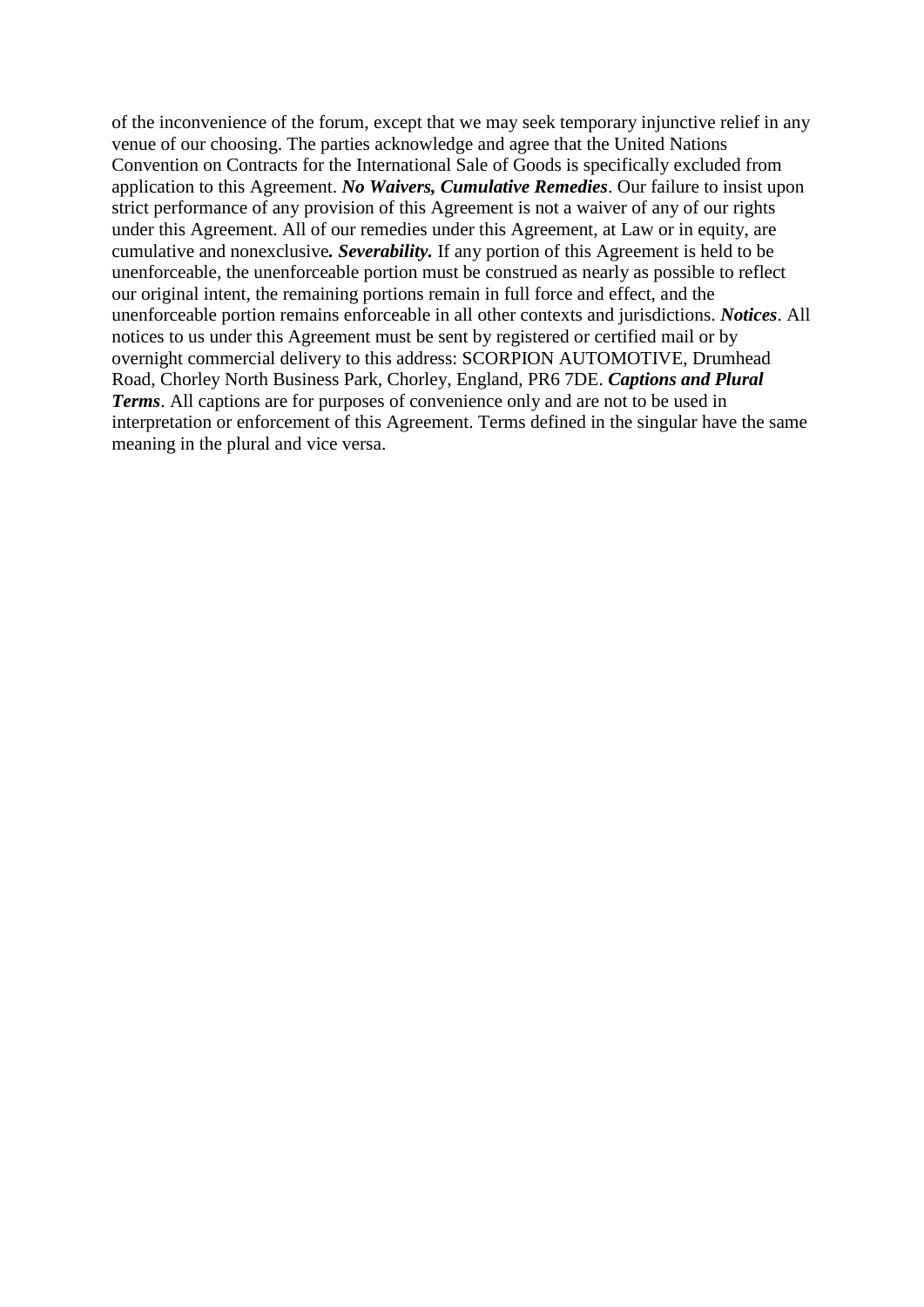of the inconvenience of the forum, except that we may seek temporary injunctive relief in any venue of our choosing. The parties acknowledge and agree that the United Nations Convention on Contracts for the International Sale of Goods is specifically excluded from application to this Agreement. ***No Waivers, Cumulative Remedies***. Our failure to insist upon strict performance of any provision of this Agreement is not a waiver of any of our rights under this Agreement. All of our remedies under this Agreement, at Law or in equity, are cumulative and nonexclusive***. Severability.*** If any portion of this Agreement is held to be unenforceable, the unenforceable portion must be construed as nearly as possible to reflect our original intent, the remaining portions remain in full force and effect, and the unenforceable portion remains enforceable in all other contexts and jurisdictions. ***Notices***. All notices to us under this Agreement must be sent by registered or certified mail or by overnight commercial delivery to this address: SCORPION AUTOMOTIVE, Drumhead Road, Chorley North Business Park, Chorley, England, PR6 7DE. ***Captions and Plural Terms***. All captions are for purposes of convenience only and are not to be used in interpretation or enforcement of this Agreement. Terms defined in the singular have the same meaning in the plural and vice versa.